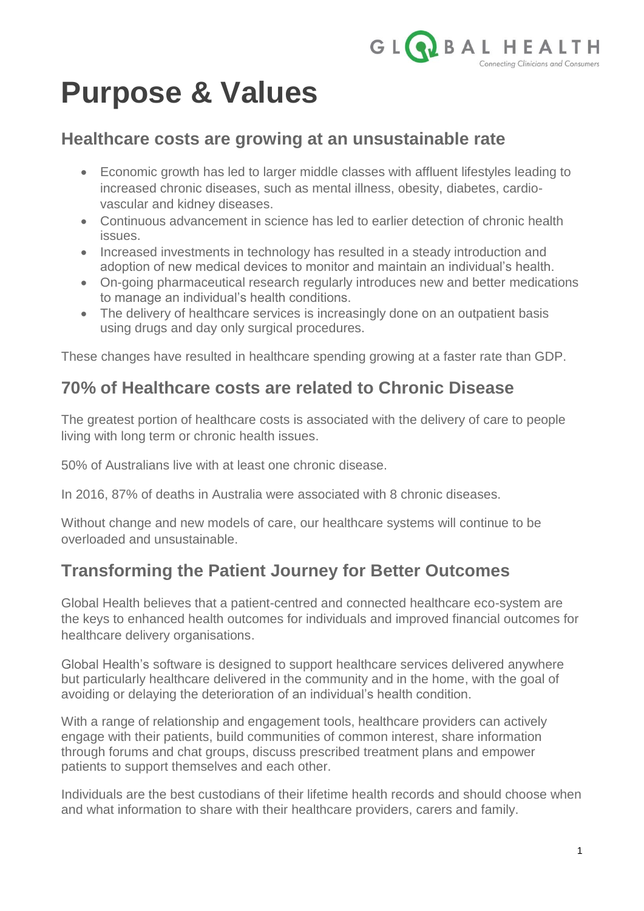# Purpose & Values

## Healthcare costs are growing at an unsustainable rate

- Economic growth has led to larger middle classes with affluent lifestyles leading to increased chronic diseases, such as mental illness, obesity, diabetes, cardio-vascular and kidney diseases.
- Continuous advancement in science has led to earlier detection of chronic health issues.
- Increased investments in technology has resulted in a steady introduction and adoption of new medical devices to monitor and maintain an individual's health.
- On-going pharmaceutical research regularly introduces new and better medications to manage an individual's health conditions.
- The delivery of healthcare services is increasingly done on an outpatient basis using drugs and day only surgical procedures.

These changes have resulted in healthcare spending growing at a faster rate than GDP.

## 70% of Healthcare costs are related to Chronic Disease

The greatest portion of healthcare costs is associated with the delivery of care to people living with long term or chronic health issues.

50% of Australians live with at least one chronic disease.

In 2016, 87% of deaths in Australia were associated with 8 chronic diseases.

Without change and new models of care, our healthcare systems will continue to be overloaded and unsustainable.

## Transforming the Patient Journey for Better Outcomes

Global Health believes that a patient-centred and connected healthcare eco-system are the keys to enhanced health outcomes for individuals and improved financial outcomes for healthcare delivery organisations.

Global Health's software is designed to support healthcare services delivered anywhere but particularly healthcare delivered in the community and in the home, with the goal of avoiding or delaying the deterioration of an individual's health condition.

With a range of relationship and engagement tools, healthcare providers can actively engage with their patients, build communities of common interest, share information through forums and chat groups, discuss prescribed treatment plans and empower patients to support themselves and each other.

Individuals are the best custodians of their lifetime health records and should choose when and what information to share with their healthcare providers, carers and family.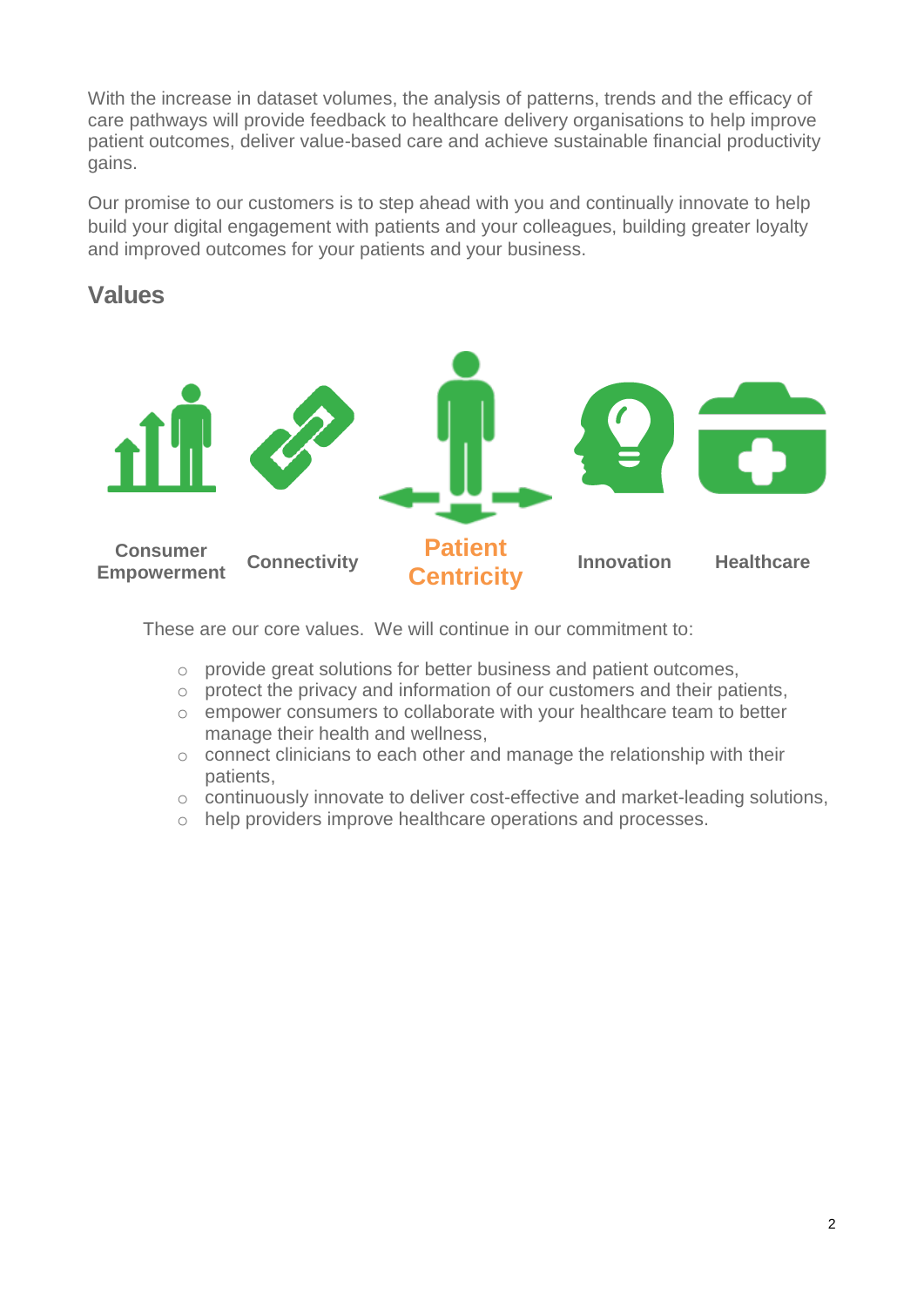With the increase in dataset volumes, the analysis of patterns, trends and the efficacy of care pathways will provide feedback to healthcare delivery organisations to help improve patient outcomes, deliver value-based care and achieve sustainable financial productivity gains.

Our promise to our customers is to step ahead with you and continually innovate to help build your digital engagement with patients and your colleagues, building greater loyalty and improved outcomes for your patients and your business.

## Values

**Consumer Empowerment**

**Connectivity**

**Patient Centricity**

**Innovation**

**Healthcare**

These are our core values. We will continue in our commitment to:

- provide great solutions for better business and patient outcomes,
- protect the privacy and information of our customers and their patients,
- empower consumers to collaborate with your healthcare team to better manage their health and wellness,
- connect clinicians to each other and manage the relationship with their patients,
- continuously innovate to deliver cost-effective and market-leading solutions,
- help providers improve healthcare operations and processes.